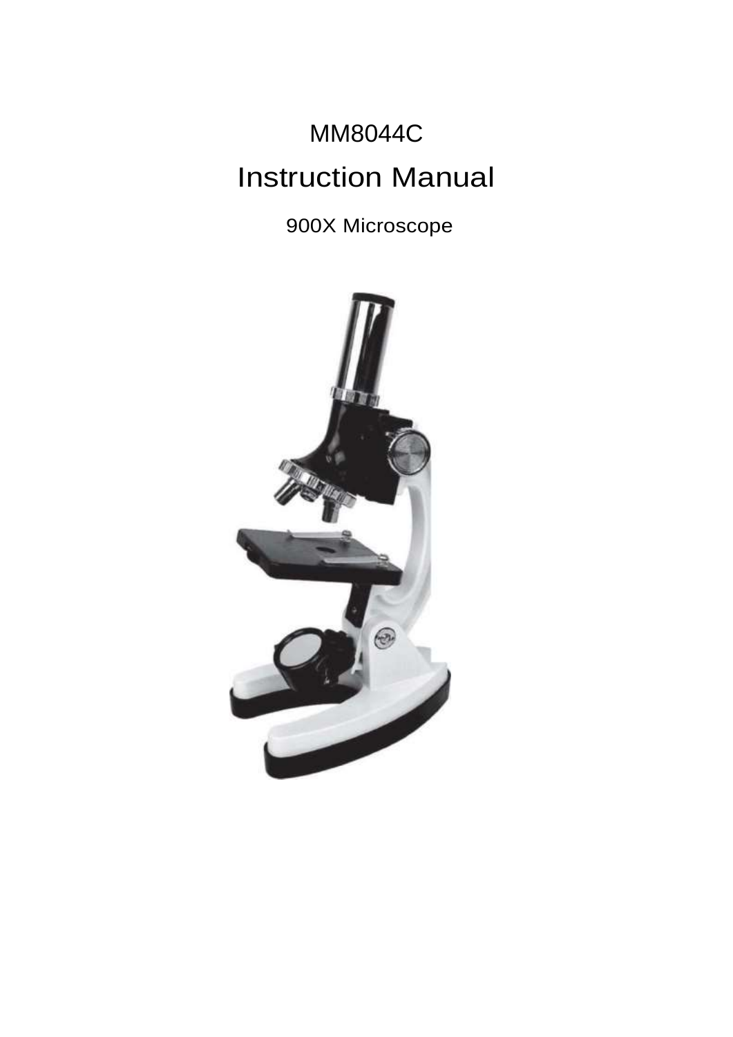MM8044C

# Instruction Manual

900X Microscope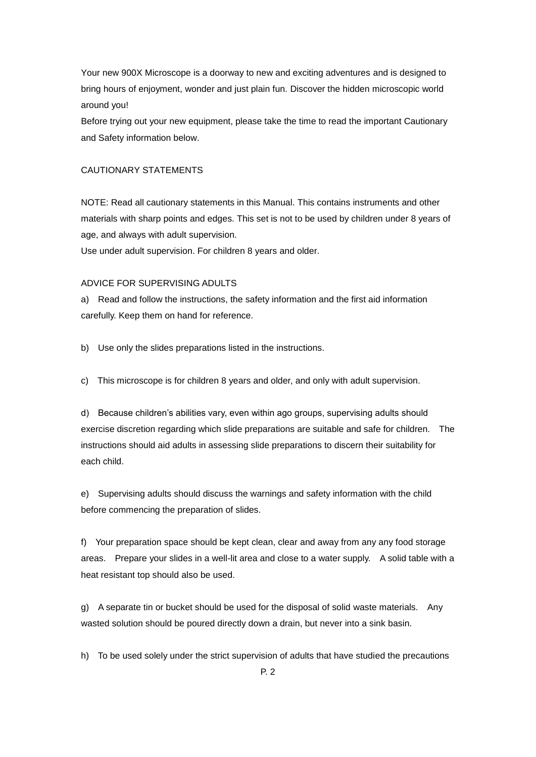Your new 900X Microscope is a doorway to new and exciting adventures and is designed to bring hours of enjoyment, wonder and just plain fun. Discover the hidden microscopic world around you!

Before trying out your new equipment, please take the time to read the important Cautionary and Safety information below.

## CAUTIONARY STATEMENTS

NOTE: Read all cautionary statements in this Manual. This contains instruments and other materials with sharp points and edges. This set is not to be used by children under 8 years of age, and always with adult supervision.

Use under adult supervision. For children 8 years and older.

## ADVICE FOR SUPERVISING ADULTS

a) Read and follow the instructions, the safety information and the first aid information carefully. Keep them on hand for reference.

b) Use only the slides preparations listed in the instructions.

c) This microscope is for children 8 years and older, and only with adult supervision.

d) Because children's abilities vary, even within ago groups, supervising adults should exercise discretion regarding which slide preparations are suitable and safe for children. The instructions should aid adults in assessing slide preparations to discern their suitability for each child.

e) Supervising adults should discuss the warnings and safety information with the child before commencing the preparation of slides.

f) Your preparation space should be kept clean, clear and away from any any food storage areas. Prepare your slides in a well-lit area and close to a water supply. A solid table with a heat resistant top should also be used.

g) A separate tin or bucket should be used for the disposal of solid waste materials. Any wasted solution should be poured directly down a drain, but never into a sink basin.

h) To be used solely under the strict supervision of adults that have studied the precautions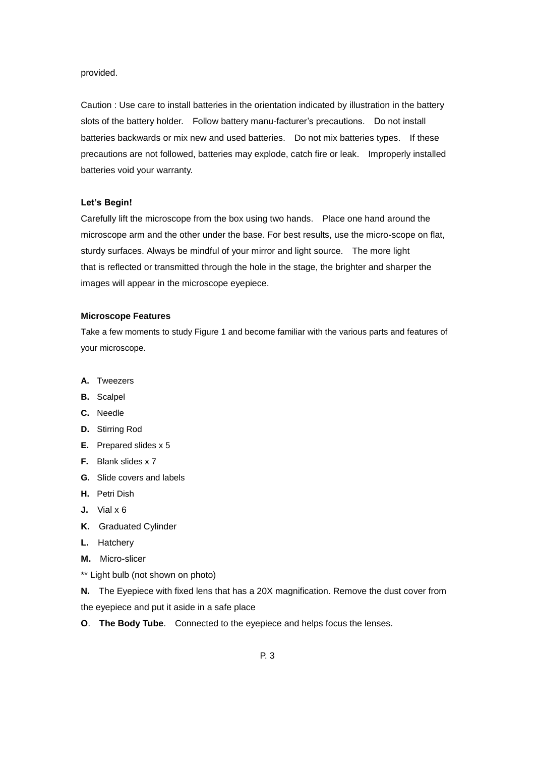provided.

Caution : Use care to install batteries in the orientation indicated by illustration in the battery slots of the battery holder. Follow battery manu-facturer's precautions. Do not install batteries backwards or mix new and used batteries. Do not mix batteries types. If these precautions are not followed, batteries may explode, catch fire or leak. Improperly installed batteries void your warranty.

**Let's Begin!**

Carefully lift the microscope from the box using two hands. Place one hand around the microscope arm and the other under the base. For best results, use the micro-scope on flat, sturdy surfaces. Always be mindful of your mirror and light source. The more light that is reflected or transmitted through the hole in the stage, the brighter and sharper the images will appear in the microscope eyepiece.

**Microscope Features**

Take a few moments to study Figure 1 and become familiar with the various parts and features of your microscope.

**A.** Tweezers

**B.** Scalpel

**C.** Needle

**D.** Stirring Rod

**E.** Prepared slides x 5

**F.** Blank slides x 7

**G.** Slide covers and labels

**H.** Petri Dish

**J.** Vial x 6

**K.** Graduated Cylinder

**L.** Hatchery

**M.** Micro-slicer

** Light bulb (not shown on photo)

**N.** The Eyepiece with fixed lens that has a 20X magnification. Remove the dust cover from the eyepiece and put it aside in a safe place

**O**. **The Body Tube**. Connected to the eyepiece and helps focus the lenses.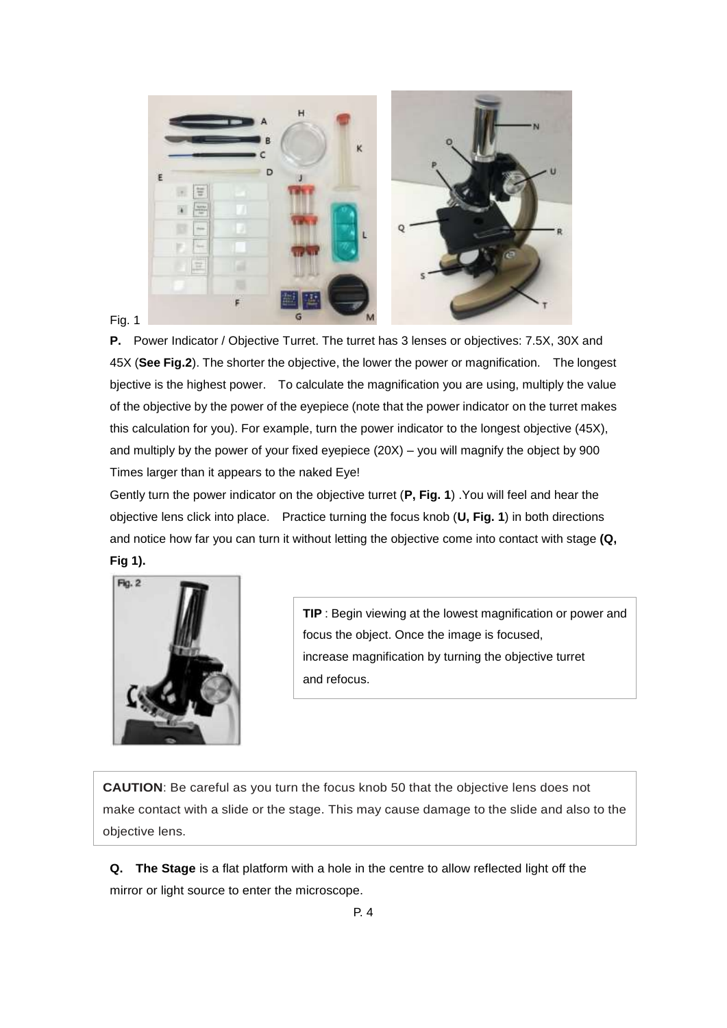Fig. 1

**P.** Power Indicator / Objective Turret. The turret has 3 lenses or objectives: 7.5X, 30X and 45X (**See Fig.2**). The shorter the objective, the lower the power or magnification. The longest bjective is the highest power. To calculate the magnification you are using, multiply the value of the objective by the power of the eyepiece (note that the power indicator on the turret makes this calculation for you). For example, turn the power indicator to the longest objective (45X), and multiply by the power of your fixed eyepiece (20X) – you will magnify the object by 900 Times larger than it appears to the naked Eye!

Gently turn the power indicator on the objective turret (**P, Fig. 1**) .You will feel and hear the objective lens click into place. Practice turning the focus knob (**U, Fig. 1**) in both directions and notice how far you can turn it without letting the objective come into contact with stage **(Q, Fig 1).**

Fig. 2

**TIP** : Begin viewing at the lowest magnification or power and focus the object. Once the image is focused, increase magnification by turning the objective turret and refocus.

**CAUTION**: Be careful as you turn the focus knob 50 that the objective lens does not make contact with a slide or the stage. This may cause damage to the slide and also to the objective lens.

**Q. The Stage** is a flat platform with a hole in the centre to allow reflected light off the mirror or light source to enter the microscope.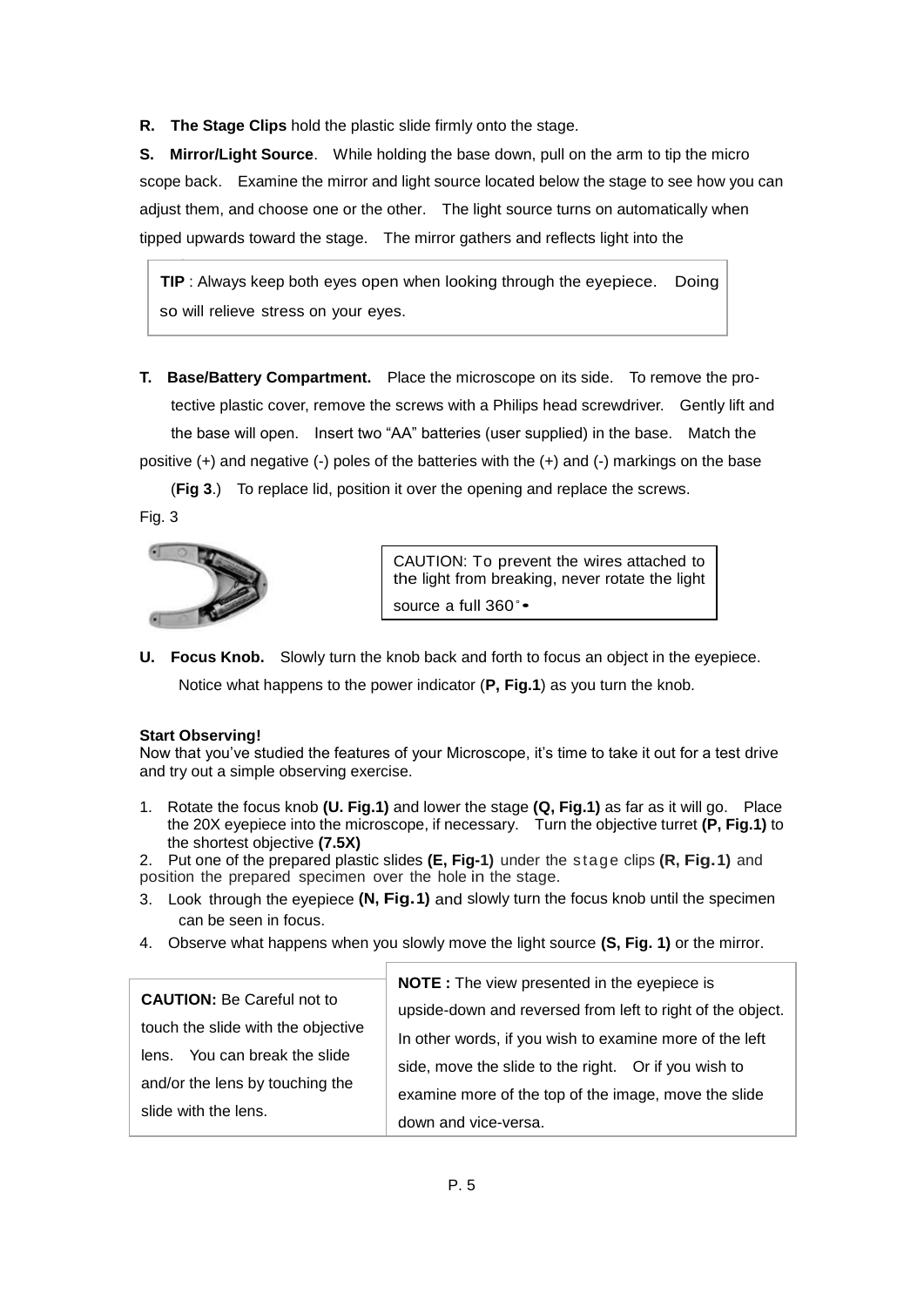**R. The Stage Clips** hold the plastic slide firmly onto the stage.

**S. Mirror/Light Source**. While holding the base down, pull on the arm to tip the micro scope back. Examine the mirror and light source located below the stage to see how you can adjust them, and choose one or the other. The light source turns on automatically when tipped upwards toward the stage. The mirror gathers and reflects light into the

> **TIP** : Always keep both eyes open when looking through the eyepiece. Doing so will relieve stress on your eyes.

**T. Base/Battery Compartment.** Place the microscope on its side. To remove the protective plastic cover, remove the screws with a Philips head screwdriver. Gently lift and the base will open. Insert two “AA” batteries (user supplied) in the base. Match the positive (+) and negative (-) poles of the batteries with the (+) and (-) markings on the base (**Fig 3**.) To replace lid, position it over the opening and replace the screws.

Fig. 3

> CAUTION: To prevent the wires attached to the light from breaking, never rotate the light source a full 360°.

**U. Focus Knob.** Slowly turn the knob back and forth to focus an object in the eyepiece. Notice what happens to the power indicator (**P, Fig.1**) as you turn the knob.

**Start Observing!**

Now that you've studied the features of your Microscope, it's time to take it out for a test drive and try out a simple observing exercise.

1. Rotate the focus knob **(U. Fig.1)** and lower the stage **(Q, Fig.1)** as far as it will go. Place the 20X eyepiece into the microscope, if necessary. Turn the objective turret **(P, Fig.1)** to the shortest objective **(7.5X)**
2. Put one of the prepared plastic slides **(E, Fig-1)** under the stage clips **(R, Fig.1)** and position the prepared specimen over the hole in the stage.
3. Look through the eyepiece **(N, Fig.1)** and slowly turn the focus knob until the specimen can be seen in focus.
4. Observe what happens when you slowly move the light source **(S, Fig. 1)** or the mirror.

> **CAUTION:** Be Careful not to touch the slide with the objective lens. You can break the slide and/or the lens by touching the slide with the lens.

> **NOTE :** The view presented in the eyepiece is upside-down and reversed from left to right of the object. In other words, if you wish to examine more of the left side, move the slide to the right. Or if you wish to examine more of the top of the image, move the slide down and vice-versa.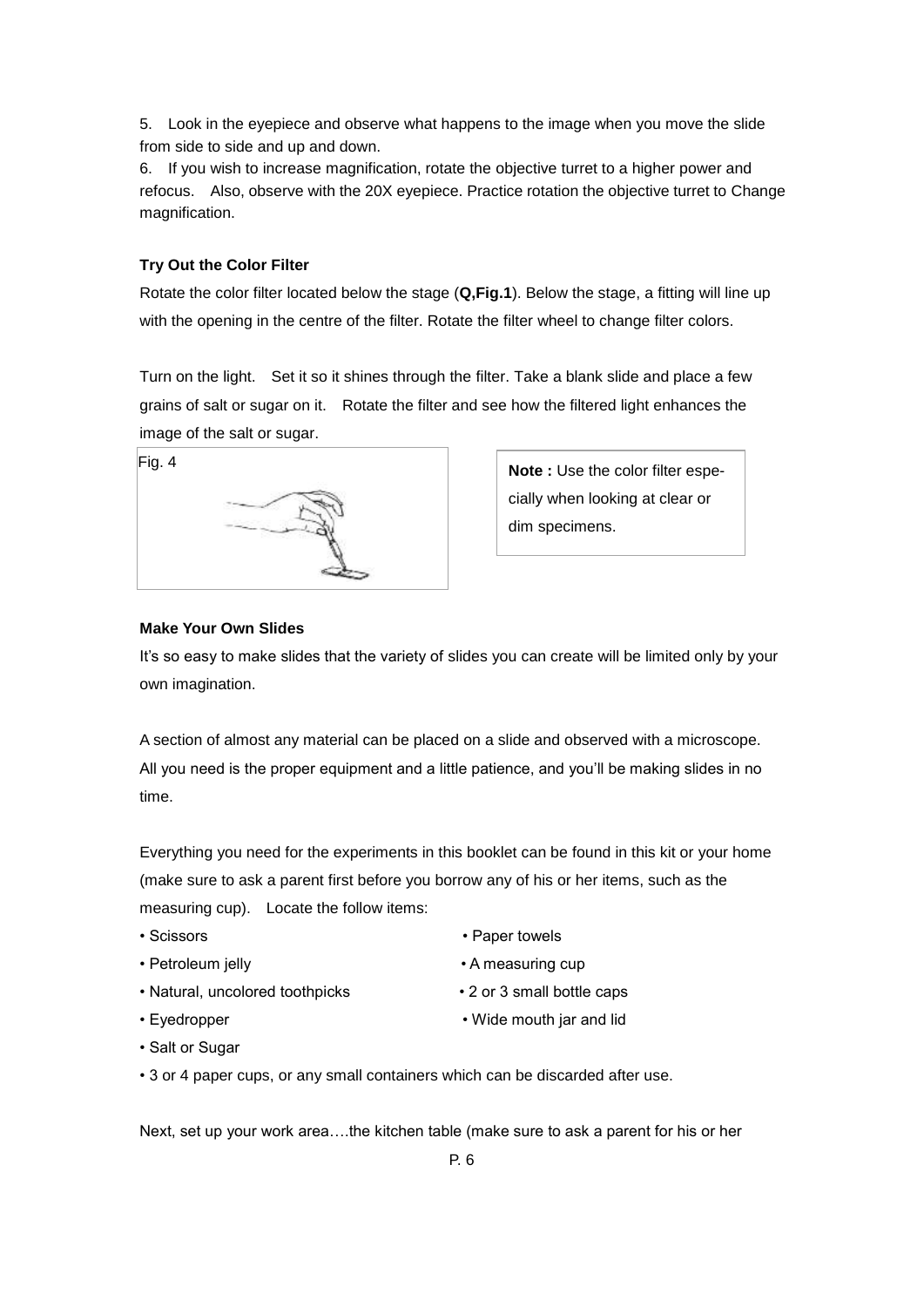5. Look in the eyepiece and observe what happens to the image when you move the slide from side to side and up and down.
6. If you wish to increase magnification, rotate the objective turret to a higher power and refocus. Also, observe with the 20X eyepiece. Practice rotation the objective turret to Change magnification.

**Try Out the Color Filter**

Rotate the color filter located below the stage (**Q,Fig.1**). Below the stage, a fitting will line up with the opening in the centre of the filter. Rotate the filter wheel to change filter colors.

Turn on the light. Set it so it shines through the filter. Take a blank slide and place a few grains of salt or sugar on it. Rotate the filter and see how the filtered light enhances the image of the salt or sugar.

Fig. 4

**Note :** Use the color filter especially when looking at clear or dim specimens.

**Make Your Own Slides**

It's so easy to make slides that the variety of slides you can create will be limited only by your own imagination.

A section of almost any material can be placed on a slide and observed with a microscope. All you need is the proper equipment and a little patience, and you'll be making slides in no time.

Everything you need for the experiments in this booklet can be found in this kit or your home (make sure to ask a parent first before you borrow any of his or her items, such as the measuring cup). Locate the follow items:

- Scissors
- Paper towels
- Petroleum jelly
- A measuring cup
- Natural, uncolored toothpicks
- 2 or 3 small bottle caps
- Eyedropper
- Wide mouth jar and lid
- Salt or Sugar
- 3 or 4 paper cups, or any small containers which can be discarded after use.

Next, set up your work area….the kitchen table (make sure to ask a parent for his or her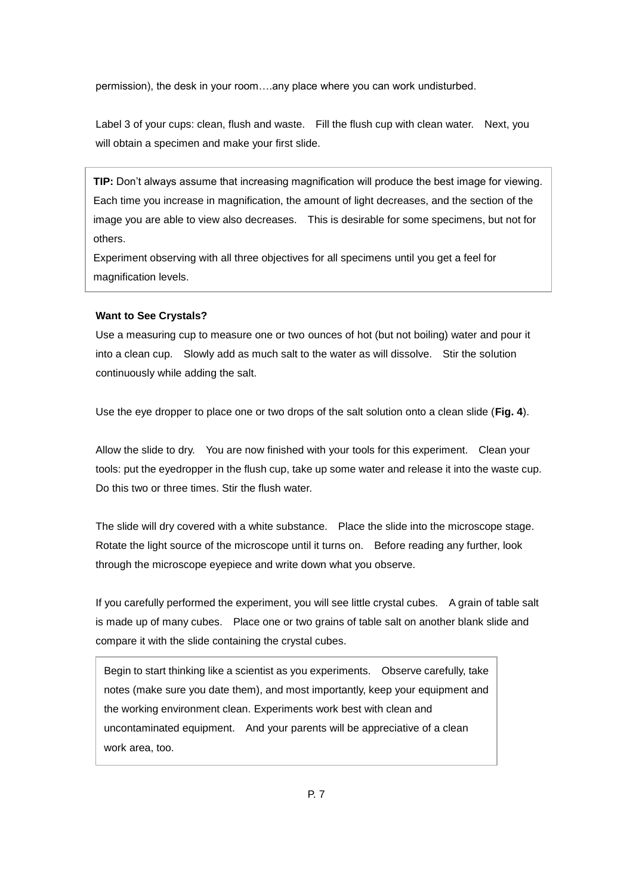permission), the desk in your room….any place where you can work undisturbed.

Label 3 of your cups: clean, flush and waste. Fill the flush cup with clean water. Next, you will obtain a specimen and make your first slide.

> **TIP:** Don't always assume that increasing magnification will produce the best image for viewing. Each time you increase in magnification, the amount of light decreases, and the section of the image you are able to view also decreases. This is desirable for some specimens, but not for others.
> Experiment observing with all three objectives for all specimens until you get a feel for magnification levels.

**Want to See Crystals?**

Use a measuring cup to measure one or two ounces of hot (but not boiling) water and pour it into a clean cup. Slowly add as much salt to the water as will dissolve. Stir the solution continuously while adding the salt.

Use the eye dropper to place one or two drops of the salt solution onto a clean slide (**Fig. 4**).

Allow the slide to dry. You are now finished with your tools for this experiment. Clean your tools: put the eyedropper in the flush cup, take up some water and release it into the waste cup. Do this two or three times. Stir the flush water.

The slide will dry covered with a white substance. Place the slide into the microscope stage. Rotate the light source of the microscope until it turns on. Before reading any further, look through the microscope eyepiece and write down what you observe.

If you carefully performed the experiment, you will see little crystal cubes. A grain of table salt is made up of many cubes. Place one or two grains of table salt on another blank slide and compare it with the slide containing the crystal cubes.

> Begin to start thinking like a scientist as you experiments. Observe carefully, take notes (make sure you date them), and most importantly, keep your equipment and the working environment clean. Experiments work best with clean and uncontaminated equipment. And your parents will be appreciative of a clean work area, too.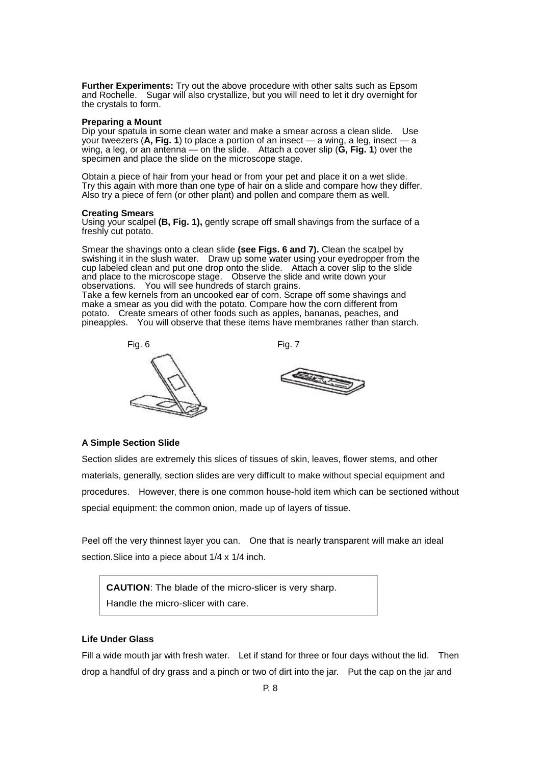**Further Experiments:** Try out the above procedure with other salts such as Epsom and Rochelle. Sugar will also crystallize, but you will need to let it dry overnight for the crystals to form.

**Preparing a Mount**

Dip your spatula in some clean water and make a smear across a clean slide. Use your tweezers (**A, Fig. 1**) to place a portion of an insect — a wing, a leg, insect — a wing, a leg, or an antenna — on the slide. Attach a cover slip (**G, Fig. 1**) over the specimen and place the slide on the microscope stage.

Obtain a piece of hair from your head or from your pet and place it on a wet slide. Try this again with more than one type of hair on a slide and compare how they differ. Also try a piece of fern (or other plant) and pollen and compare them as well.

**Creating Smears**

Using your scalpel **(B, Fig. 1),** gently scrape off small shavings from the surface of a freshly cut potato.

Smear the shavings onto a clean slide **(see Figs. 6 and 7).** Clean the scalpel by swishing it in the slush water. Draw up some water using your eyedropper from the cup labeled clean and put one drop onto the slide. Attach a cover slip to the slide and place to the microscope stage. Observe the slide and write down your observations. You will see hundreds of starch grains.
Take a few kernels from an uncooked ear of corn. Scrape off some shavings and make a smear as you did with the potato. Compare how the corn different from potato. Create smears of other foods such as apples, bananas, peaches, and pineapples. You will observe that these items have membranes rather than starch.

Fig. 6

Fig. 7

**A Simple Section Slide**

Section slides are extremely this slices of tissues of skin, leaves, flower stems, and other materials, generally, section slides are very difficult to make without special equipment and procedures. However, there is one common house-hold item which can be sectioned without special equipment: the common onion, made up of layers of tissue.

Peel off the very thinnest layer you can. One that is nearly transparent will make an ideal section.Slice into a piece about 1/4 x 1/4 inch.

> **CAUTION**: The blade of the micro-slicer is very sharp.
> Handle the micro-slicer with care.

**Life Under Glass**

Fill a wide mouth jar with fresh water. Let if stand for three or four days without the lid. Then drop a handful of dry grass and a pinch or two of dirt into the jar. Put the cap on the jar and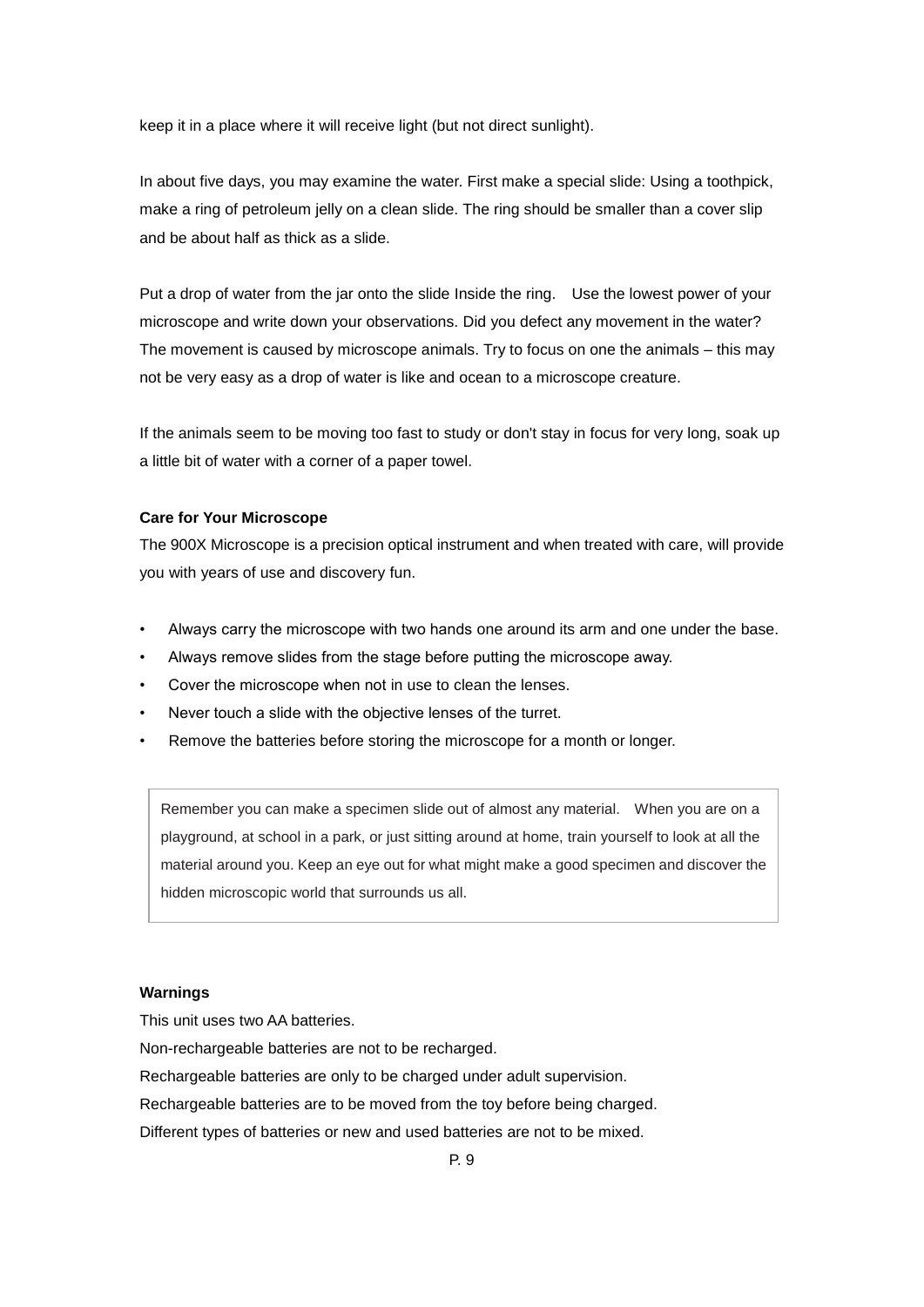keep it in a place where it will receive light (but not direct sunlight).

In about five days, you may examine the water. First make a special slide: Using a toothpick, make a ring of petroleum jelly on a clean slide. The ring should be smaller than a cover slip and be about half as thick as a slide.

Put a drop of water from the jar onto the slide Inside the ring.  Use the lowest power of your microscope and write down your observations. Did you defect any movement in the water? The movement is caused by microscope animals. Try to focus on one the animals – this may not be very easy as a drop of water is like and ocean to a microscope creature.

If the animals seem to be moving too fast to study or don't stay in focus for very long, soak up a little bit of water with a corner of a paper towel.

**Care for Your Microscope**

The 900X Microscope is a precision optical instrument and when treated with care, will provide you with years of use and discovery fun.

- Always carry the microscope with two hands one around its arm and one under the base.
- Always remove slides from the stage before putting the microscope away.
- Cover the microscope when not in use to clean the lenses.
- Never touch a slide with the objective lenses of the turret.
- Remove the batteries before storing the microscope for a month or longer.

> Remember you can make a specimen slide out of almost any material.  When you are on a playground, at school in a park, or just sitting around at home, train yourself to look at all the material around you. Keep an eye out for what might make a good specimen and discover the hidden microscopic world that surrounds us all.

**Warnings**

This unit uses two AA batteries.

Non-rechargeable batteries are not to be recharged.

Rechargeable batteries are only to be charged under adult supervision.

Rechargeable batteries are to be moved from the toy before being charged.

Different types of batteries or new and used batteries are not to be mixed.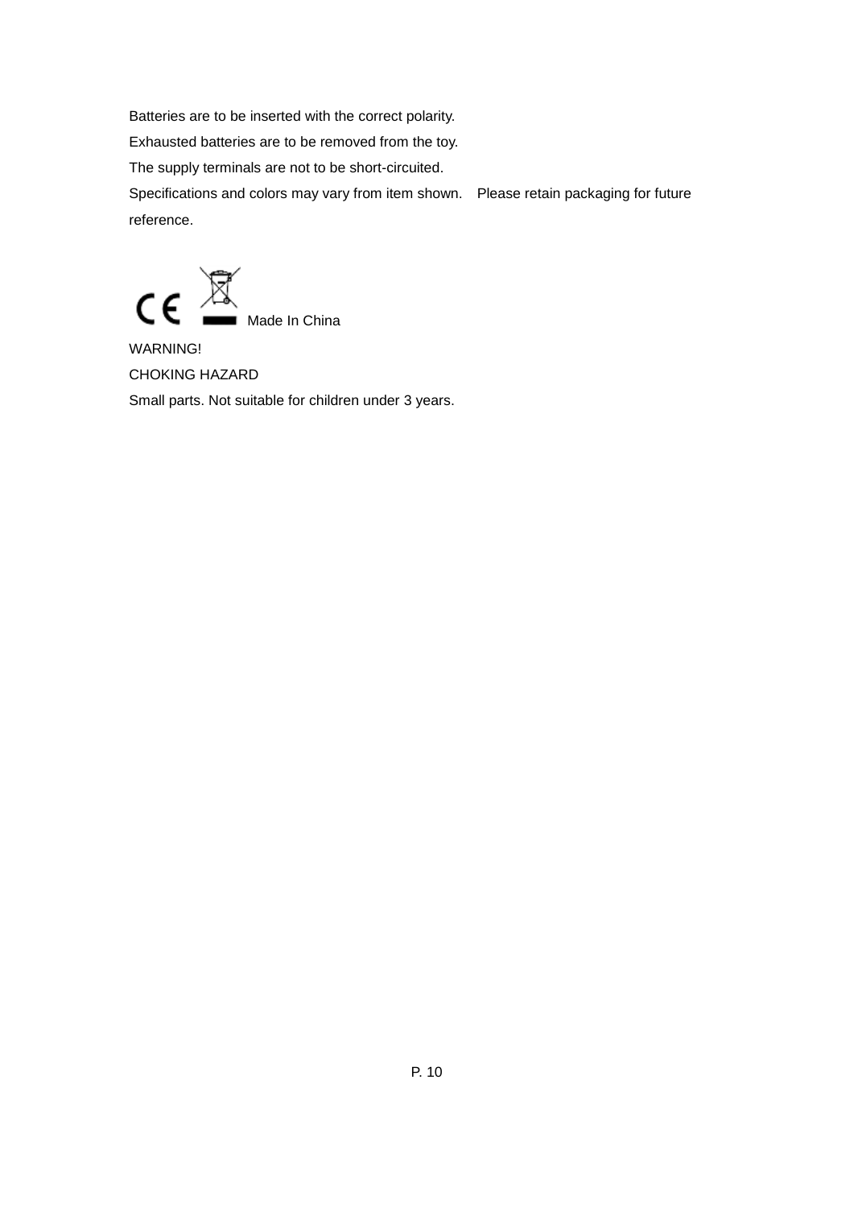Batteries are to be inserted with the correct polarity.

Exhausted batteries are to be removed from the toy.

The supply terminals are not to be short-circuited.

Specifications and colors may vary from item shown. Please retain packaging for future reference.

Made In China

WARNING!

CHOKING HAZARD

Small parts. Not suitable for children under 3 years.